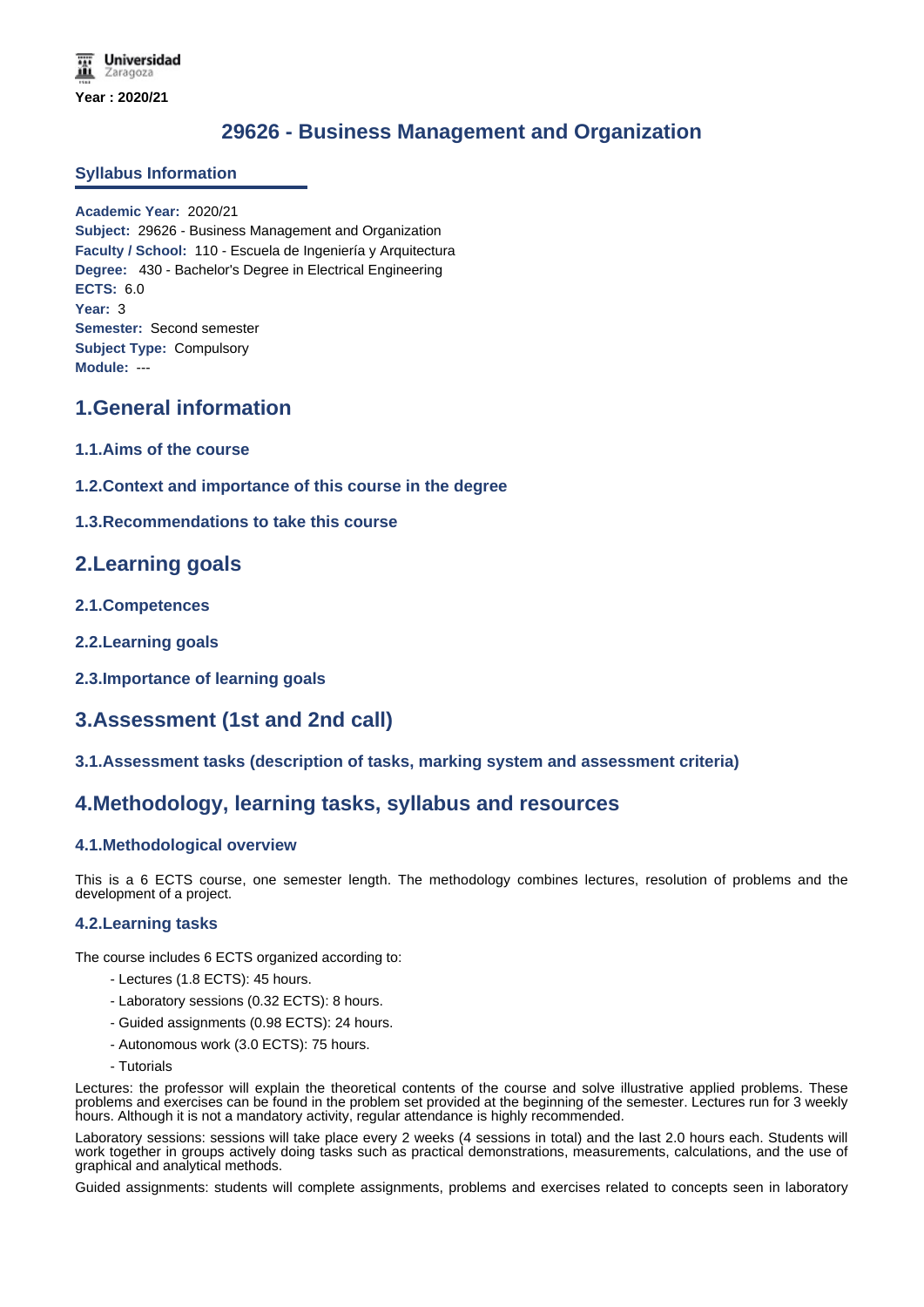Universidad Zaragoza

**Year : 2020/21**

# 29626 - Business Management and Organization

## Syllabus Information

**Academic Year:** 2020/21
**Subject:** 29626 - Business Management and Organization
**Faculty / School:** 110 - Escuela de Ingeniería y Arquitectura
**Degree:** 430 - Bachelor's Degree in Electrical Engineering
**ECTS:** 6.0
**Year:** 3
**Semester:** Second semester
**Subject Type:** Compulsory
**Module:** ---

## 1.General information

### 1.1.Aims of the course

### 1.2.Context and importance of this course in the degree

### 1.3.Recommendations to take this course

## 2.Learning goals

### 2.1.Competences

### 2.2.Learning goals

### 2.3.Importance of learning goals

## 3.Assessment (1st and 2nd call)

### 3.1.Assessment tasks (description of tasks, marking system and assessment criteria)

## 4.Methodology, learning tasks, syllabus and resources

### 4.1.Methodological overview

This is a 6 ECTS course, one semester length. The methodology combines lectures, resolution of problems and the development of a project.

### 4.2.Learning tasks

The course includes 6 ECTS organized according to:

- Lectures (1.8 ECTS): 45 hours.
- Laboratory sessions (0.32 ECTS): 8 hours.
- Guided assignments (0.98 ECTS): 24 hours.
- Autonomous work (3.0 ECTS): 75 hours.
- Tutorials

Lectures: the professor will explain the theoretical contents of the course and solve illustrative applied problems. These problems and exercises can be found in the problem set provided at the beginning of the semester. Lectures run for 3 weekly hours. Although it is not a mandatory activity, regular attendance is highly recommended.

Laboratory sessions: sessions will take place every 2 weeks (4 sessions in total) and the last 2.0 hours each. Students will work together in groups actively doing tasks such as practical demonstrations, measurements, calculations, and the use of graphical and analytical methods.

Guided assignments: students will complete assignments, problems and exercises related to concepts seen in laboratory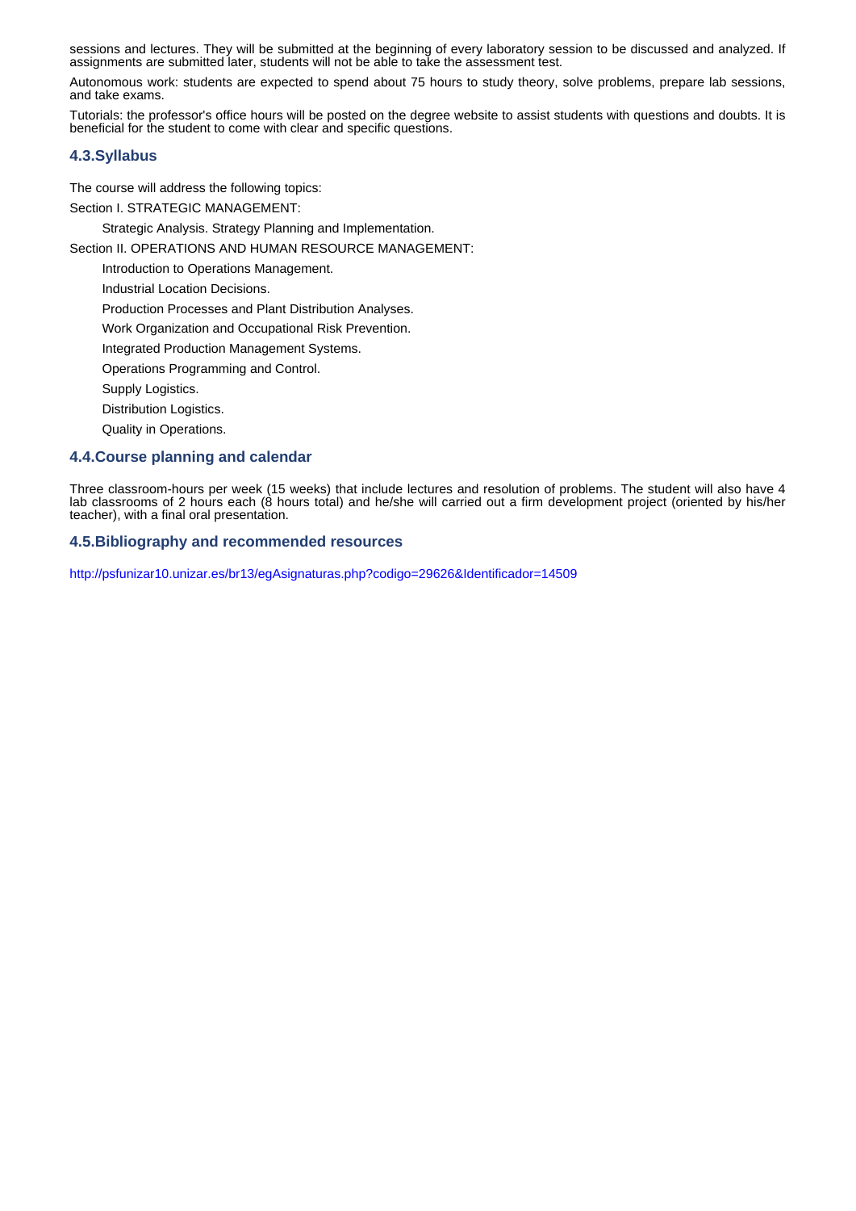sessions and lectures. They will be submitted at the beginning of every laboratory session to be discussed and analyzed. If assignments are submitted later, students will not be able to take the assessment test.

Autonomous work: students are expected to spend about 75 hours to study theory, solve problems, prepare lab sessions, and take exams.

Tutorials: the professor's office hours will be posted on the degree website to assist students with questions and doubts. It is beneficial for the student to come with clear and specific questions.

### 4.3.Syllabus

The course will address the following topics:

Section I. STRATEGIC MANAGEMENT:

- Strategic Analysis. Strategy Planning and Implementation.

Section II. OPERATIONS AND HUMAN RESOURCE MANAGEMENT:

- Introduction to Operations Management.
- Industrial Location Decisions.
- Production Processes and Plant Distribution Analyses.
- Work Organization and Occupational Risk Prevention.
- Integrated Production Management Systems.
- Operations Programming and Control.
- Supply Logistics.
- Distribution Logistics.
- Quality in Operations.

### 4.4.Course planning and calendar

Three classroom-hours per week (15 weeks) that include lectures and resolution of problems. The student will also have 4 lab classrooms of 2 hours each (8 hours total) and he/she will carried out a firm development project (oriented by his/her teacher), with a final oral presentation.

### 4.5.Bibliography and recommended resources

http://psfunizar10.unizar.es/br13/egAsignaturas.php?codigo=29626&Identificador=14509